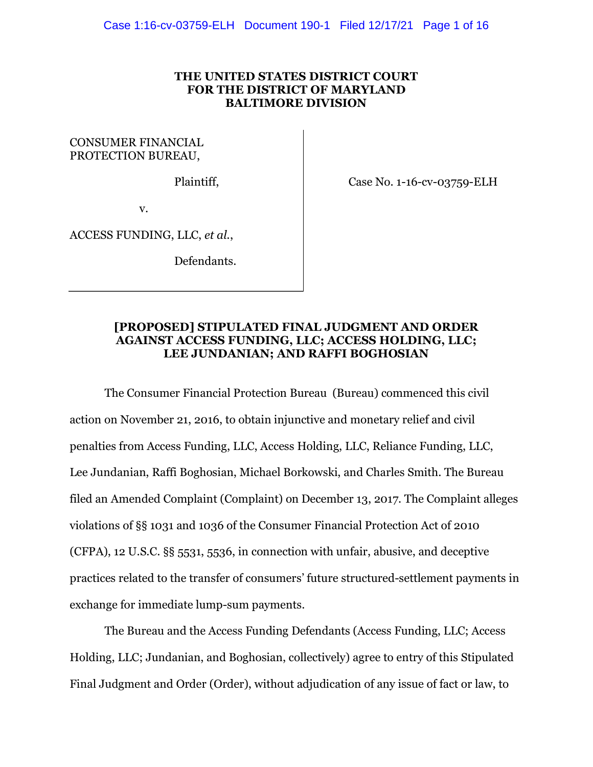**THE UNITED STATES DISTRICT COURT**
**FOR THE DISTRICT OF MARYLAND**
**BALTIMORE DIVISION**

CONSUMER FINANCIAL PROTECTION BUREAU,

Plaintiff,

v.

ACCESS FUNDING, LLC, *et al.*,

Defendants.

Case No. 1-16-cv-03759-ELH

## [PROPOSED] STIPULATED FINAL JUDGMENT AND ORDER AGAINST ACCESS FUNDING, LLC; ACCESS HOLDING, LLC; LEE JUNDANIAN; AND RAFFI BOGHOSIAN

The Consumer Financial Protection Bureau (Bureau) commenced this civil action on November 21, 2016, to obtain injunctive and monetary relief and civil penalties from Access Funding, LLC, Access Holding, LLC, Reliance Funding, LLC, Lee Jundanian, Raffi Boghosian, Michael Borkowski, and Charles Smith. The Bureau filed an Amended Complaint (Complaint) on December 13, 2017. The Complaint alleges violations of §§ 1031 and 1036 of the Consumer Financial Protection Act of 2010 (CFPA), 12 U.S.C. §§ 5531, 5536, in connection with unfair, abusive, and deceptive practices related to the transfer of consumers' future structured-settlement payments in exchange for immediate lump-sum payments.

The Bureau and the Access Funding Defendants (Access Funding, LLC; Access Holding, LLC; Jundanian, and Boghosian, collectively) agree to entry of this Stipulated Final Judgment and Order (Order), without adjudication of any issue of fact or law, to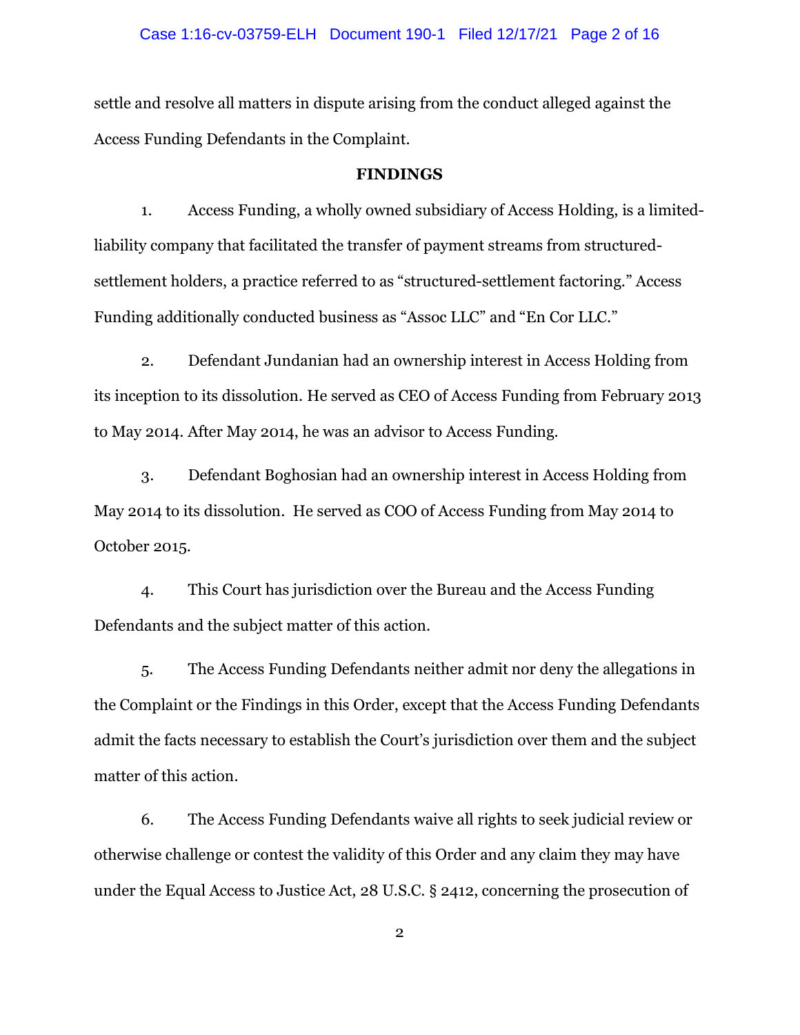settle and resolve all matters in dispute arising from the conduct alleged against the Access Funding Defendants in the Complaint.

## FINDINGS

1. Access Funding, a wholly owned subsidiary of Access Holding, is a limited-liability company that facilitated the transfer of payment streams from structured-settlement holders, a practice referred to as "structured-settlement factoring." Access Funding additionally conducted business as "Assoc LLC" and "En Cor LLC."

2. Defendant Jundanian had an ownership interest in Access Holding from its inception to its dissolution. He served as CEO of Access Funding from February 2013 to May 2014. After May 2014, he was an advisor to Access Funding.

3. Defendant Boghosian had an ownership interest in Access Holding from May 2014 to its dissolution. He served as COO of Access Funding from May 2014 to October 2015.

4. This Court has jurisdiction over the Bureau and the Access Funding Defendants and the subject matter of this action.

5. The Access Funding Defendants neither admit nor deny the allegations in the Complaint or the Findings in this Order, except that the Access Funding Defendants admit the facts necessary to establish the Court's jurisdiction over them and the subject matter of this action.

6. The Access Funding Defendants waive all rights to seek judicial review or otherwise challenge or contest the validity of this Order and any claim they may have under the Equal Access to Justice Act, 28 U.S.C. § 2412, concerning the prosecution of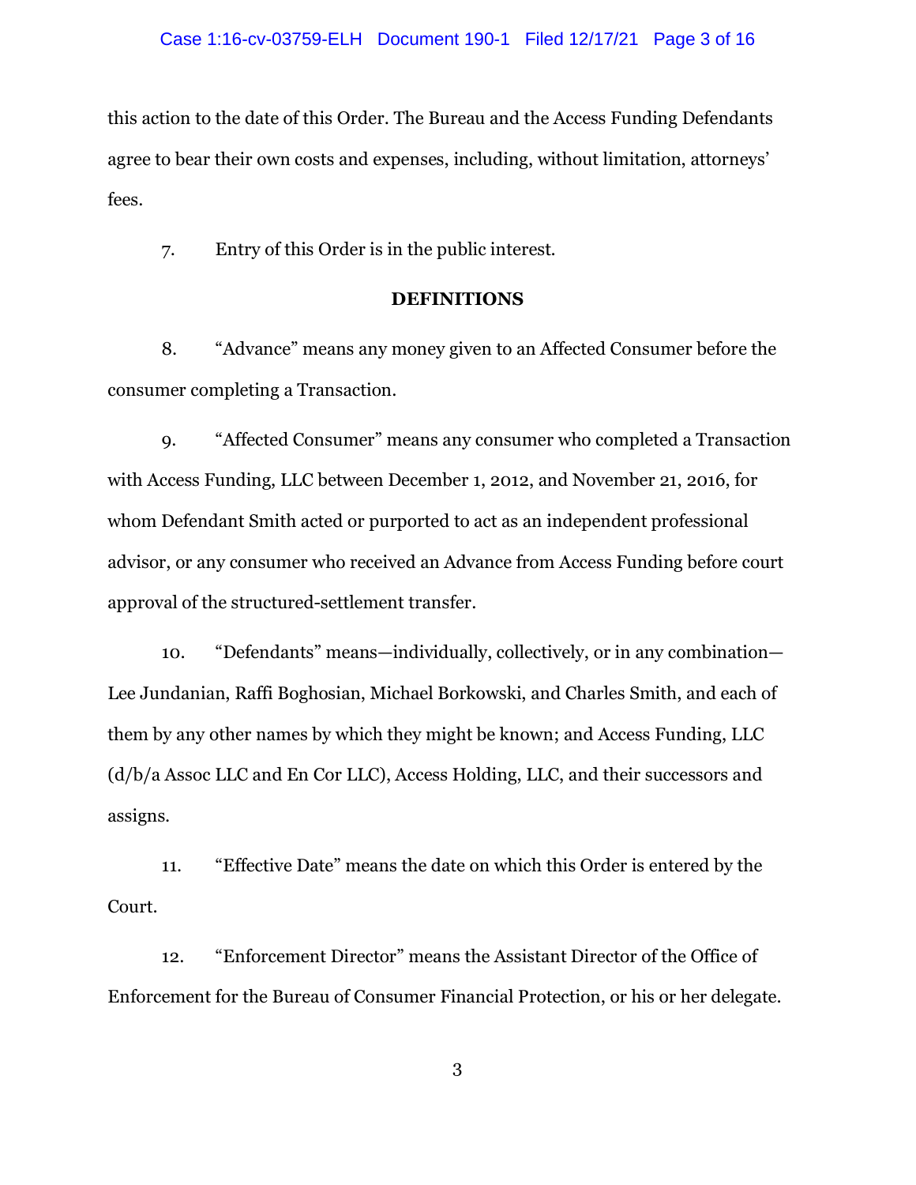this action to the date of this Order. The Bureau and the Access Funding Defendants agree to bear their own costs and expenses, including, without limitation, attorneys' fees.

7. Entry of this Order is in the public interest.

**DEFINITIONS**

8. "Advance" means any money given to an Affected Consumer before the consumer completing a Transaction.

9. "Affected Consumer" means any consumer who completed a Transaction with Access Funding, LLC between December 1, 2012, and November 21, 2016, for whom Defendant Smith acted or purported to act as an independent professional advisor, or any consumer who received an Advance from Access Funding before court approval of the structured-settlement transfer.

10. "Defendants" means—individually, collectively, or in any combination—Lee Jundanian, Raffi Boghosian, Michael Borkowski, and Charles Smith, and each of them by any other names by which they might be known; and Access Funding, LLC (d/b/a Assoc LLC and En Cor LLC), Access Holding, LLC, and their successors and assigns.

11. "Effective Date" means the date on which this Order is entered by the Court.

12. "Enforcement Director" means the Assistant Director of the Office of Enforcement for the Bureau of Consumer Financial Protection, or his or her delegate.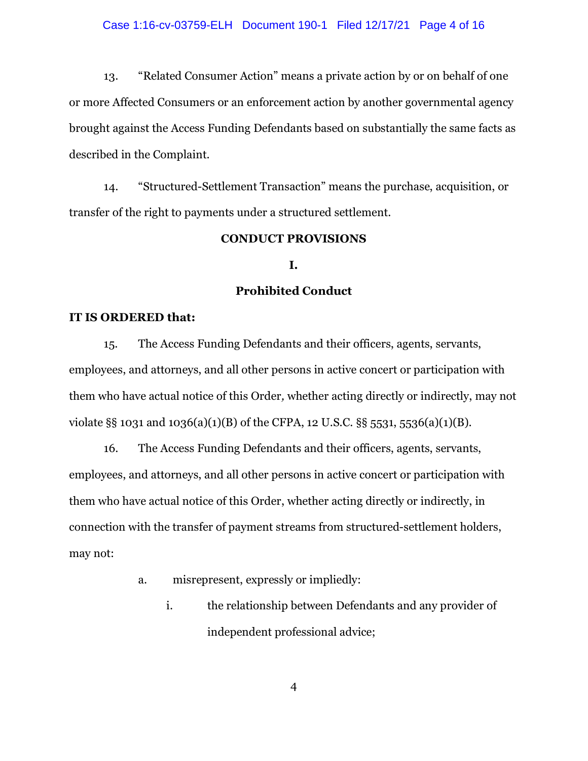13. "Related Consumer Action" means a private action by or on behalf of one or more Affected Consumers or an enforcement action by another governmental agency brought against the Access Funding Defendants based on substantially the same facts as described in the Complaint.

14. "Structured-Settlement Transaction" means the purchase, acquisition, or transfer of the right to payments under a structured settlement.

## CONDUCT PROVISIONS

### I.

### Prohibited Conduct

**IT IS ORDERED that:**

15. The Access Funding Defendants and their officers, agents, servants, employees, and attorneys, and all other persons in active concert or participation with them who have actual notice of this Order, whether acting directly or indirectly, may not violate §§ 1031 and 1036(a)(1)(B) of the CFPA, 12 U.S.C. §§ 5531, 5536(a)(1)(B).

16. The Access Funding Defendants and their officers, agents, servants, employees, and attorneys, and all other persons in active concert or participation with them who have actual notice of this Order, whether acting directly or indirectly, in connection with the transfer of payment streams from structured-settlement holders, may not:

a. misrepresent, expressly or impliedly:

i. the relationship between Defendants and any provider of independent professional advice;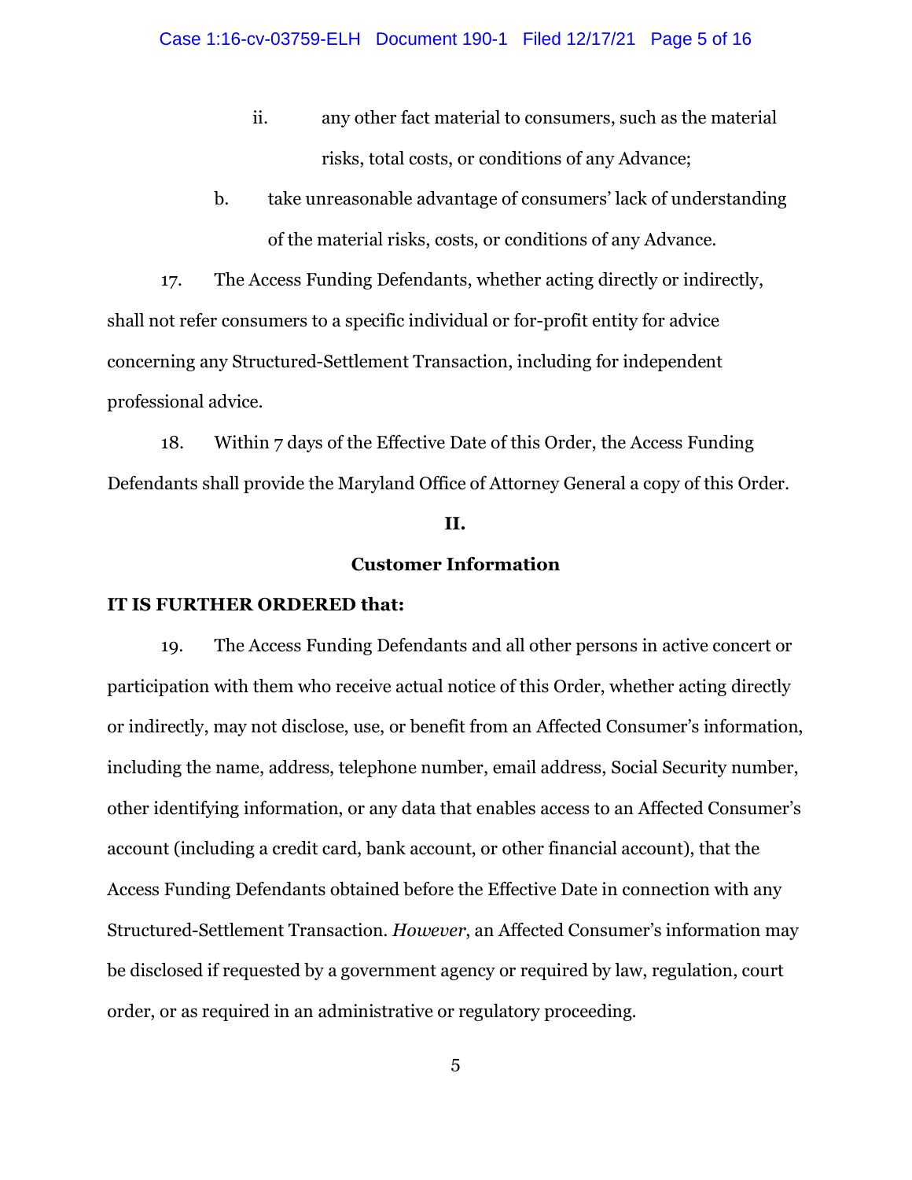ii. any other fact material to consumers, such as the material risks, total costs, or conditions of any Advance;

b. take unreasonable advantage of consumers' lack of understanding of the material risks, costs, or conditions of any Advance.

17. The Access Funding Defendants, whether acting directly or indirectly, shall not refer consumers to a specific individual or for-profit entity for advice concerning any Structured-Settlement Transaction, including for independent professional advice.

18. Within 7 days of the Effective Date of this Order, the Access Funding Defendants shall provide the Maryland Office of Attorney General a copy of this Order.

## II.

## Customer Information

**IT IS FURTHER ORDERED that:**

19. The Access Funding Defendants and all other persons in active concert or participation with them who receive actual notice of this Order, whether acting directly or indirectly, may not disclose, use, or benefit from an Affected Consumer's information, including the name, address, telephone number, email address, Social Security number, other identifying information, or any data that enables access to an Affected Consumer's account (including a credit card, bank account, or other financial account), that the Access Funding Defendants obtained before the Effective Date in connection with any Structured-Settlement Transaction. *However*, an Affected Consumer's information may be disclosed if requested by a government agency or required by law, regulation, court order, or as required in an administrative or regulatory proceeding.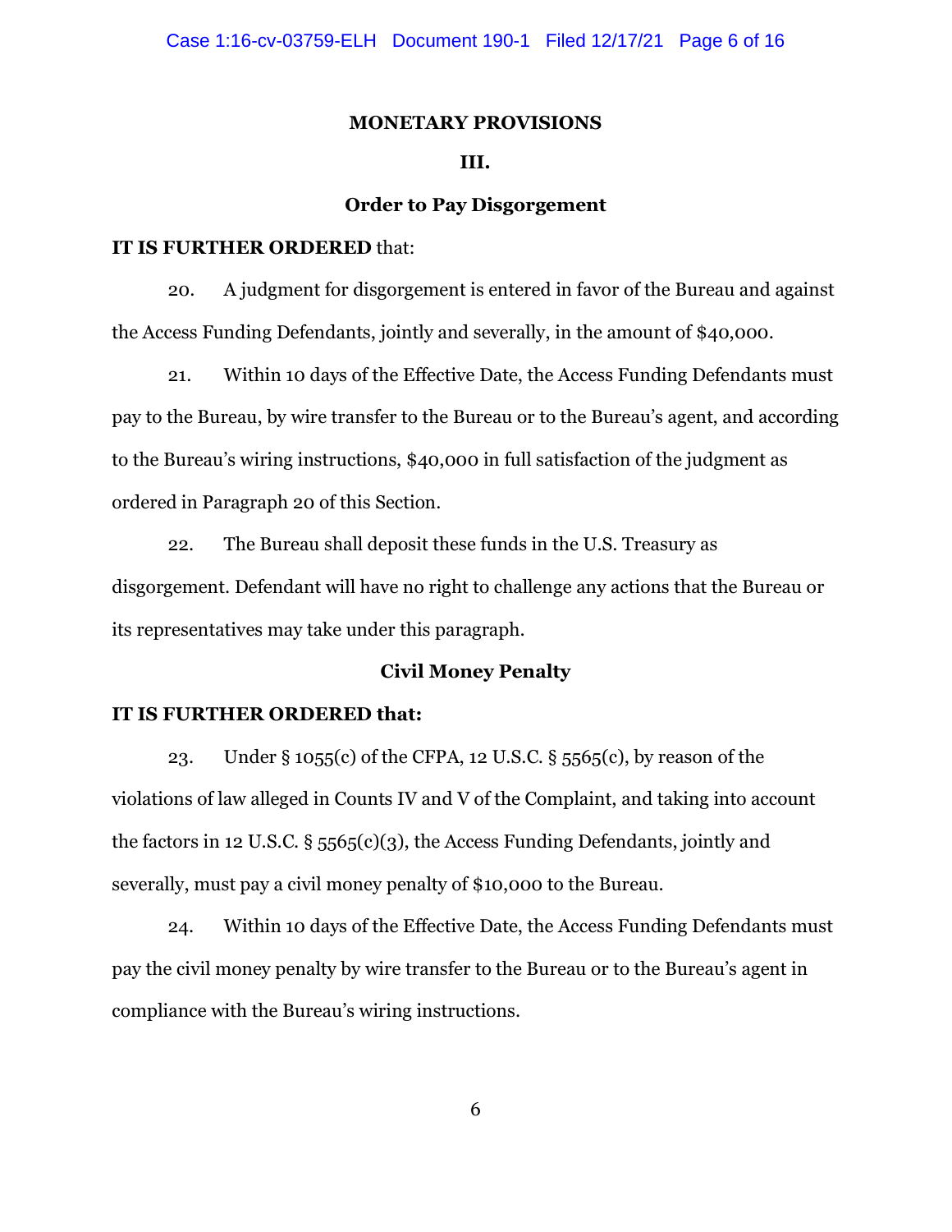## MONETARY PROVISIONS

## III.

### Order to Pay Disgorgement

**IT IS FURTHER ORDERED** that:

20. A judgment for disgorgement is entered in favor of the Bureau and against the Access Funding Defendants, jointly and severally, in the amount of $40,000.

21. Within 10 days of the Effective Date, the Access Funding Defendants must pay to the Bureau, by wire transfer to the Bureau or to the Bureau's agent, and according to the Bureau's wiring instructions, $40,000 in full satisfaction of the judgment as ordered in Paragraph 20 of this Section.

22. The Bureau shall deposit these funds in the U.S. Treasury as disgorgement. Defendant will have no right to challenge any actions that the Bureau or its representatives may take under this paragraph.

### Civil Money Penalty

**IT IS FURTHER ORDERED that:**

23. Under § 1055(c) of the CFPA, 12 U.S.C. § 5565(c), by reason of the violations of law alleged in Counts IV and V of the Complaint, and taking into account the factors in 12 U.S.C. § 5565(c)(3), the Access Funding Defendants, jointly and severally, must pay a civil money penalty of $10,000 to the Bureau.

24. Within 10 days of the Effective Date, the Access Funding Defendants must pay the civil money penalty by wire transfer to the Bureau or to the Bureau's agent in compliance with the Bureau's wiring instructions.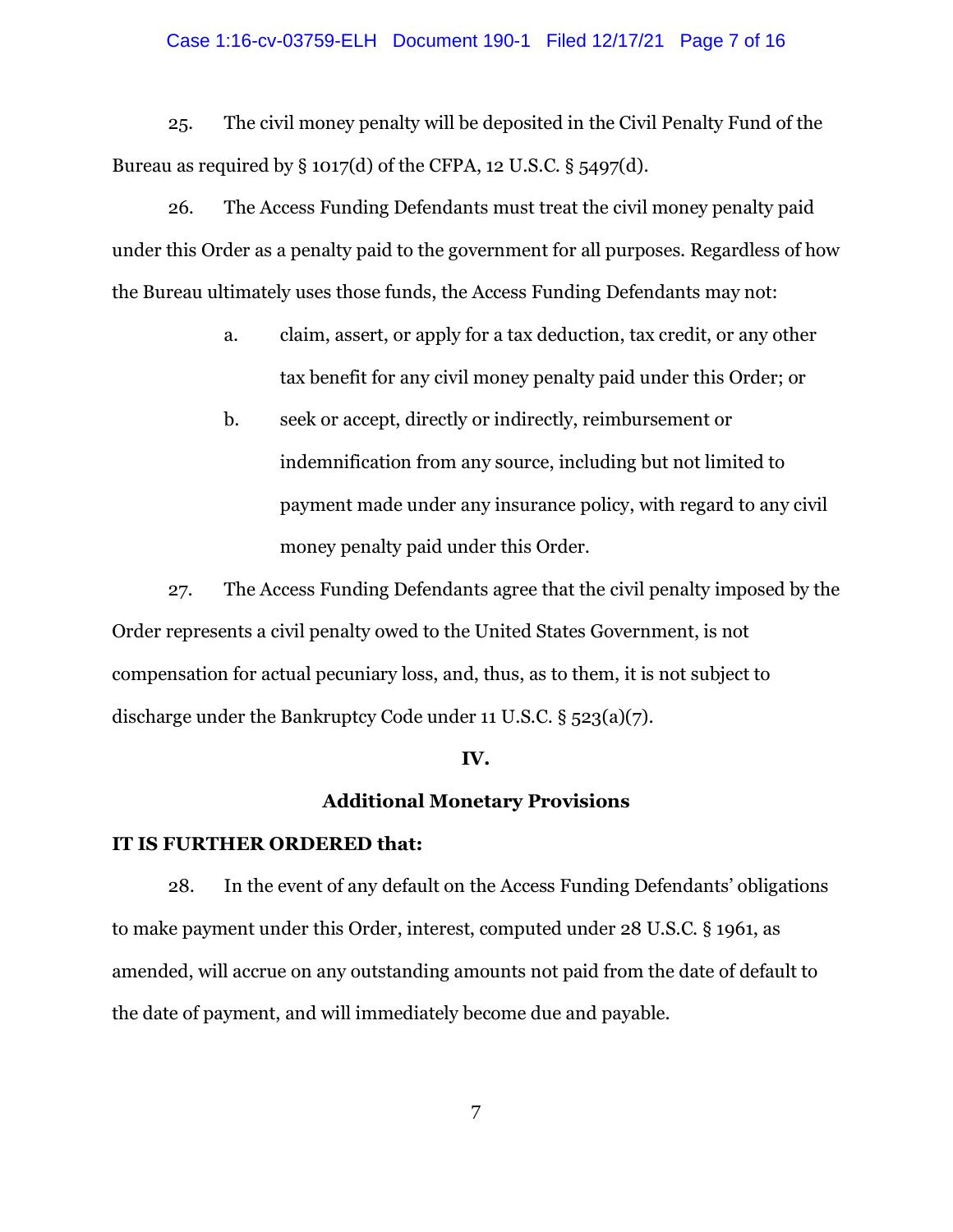25. The civil money penalty will be deposited in the Civil Penalty Fund of the Bureau as required by § 1017(d) of the CFPA, 12 U.S.C. § 5497(d).

26. The Access Funding Defendants must treat the civil money penalty paid under this Order as a penalty paid to the government for all purposes. Regardless of how the Bureau ultimately uses those funds, the Access Funding Defendants may not:

> a. claim, assert, or apply for a tax deduction, tax credit, or any other tax benefit for any civil money penalty paid under this Order; or
>
> b. seek or accept, directly or indirectly, reimbursement or indemnification from any source, including but not limited to payment made under any insurance policy, with regard to any civil money penalty paid under this Order.

27. The Access Funding Defendants agree that the civil penalty imposed by the Order represents a civil penalty owed to the United States Government, is not compensation for actual pecuniary loss, and, thus, as to them, it is not subject to discharge under the Bankruptcy Code under 11 U.S.C. § 523(a)(7).

## IV.

## Additional Monetary Provisions

**IT IS FURTHER ORDERED that:**

28. In the event of any default on the Access Funding Defendants' obligations to make payment under this Order, interest, computed under 28 U.S.C. § 1961, as amended, will accrue on any outstanding amounts not paid from the date of default to the date of payment, and will immediately become due and payable.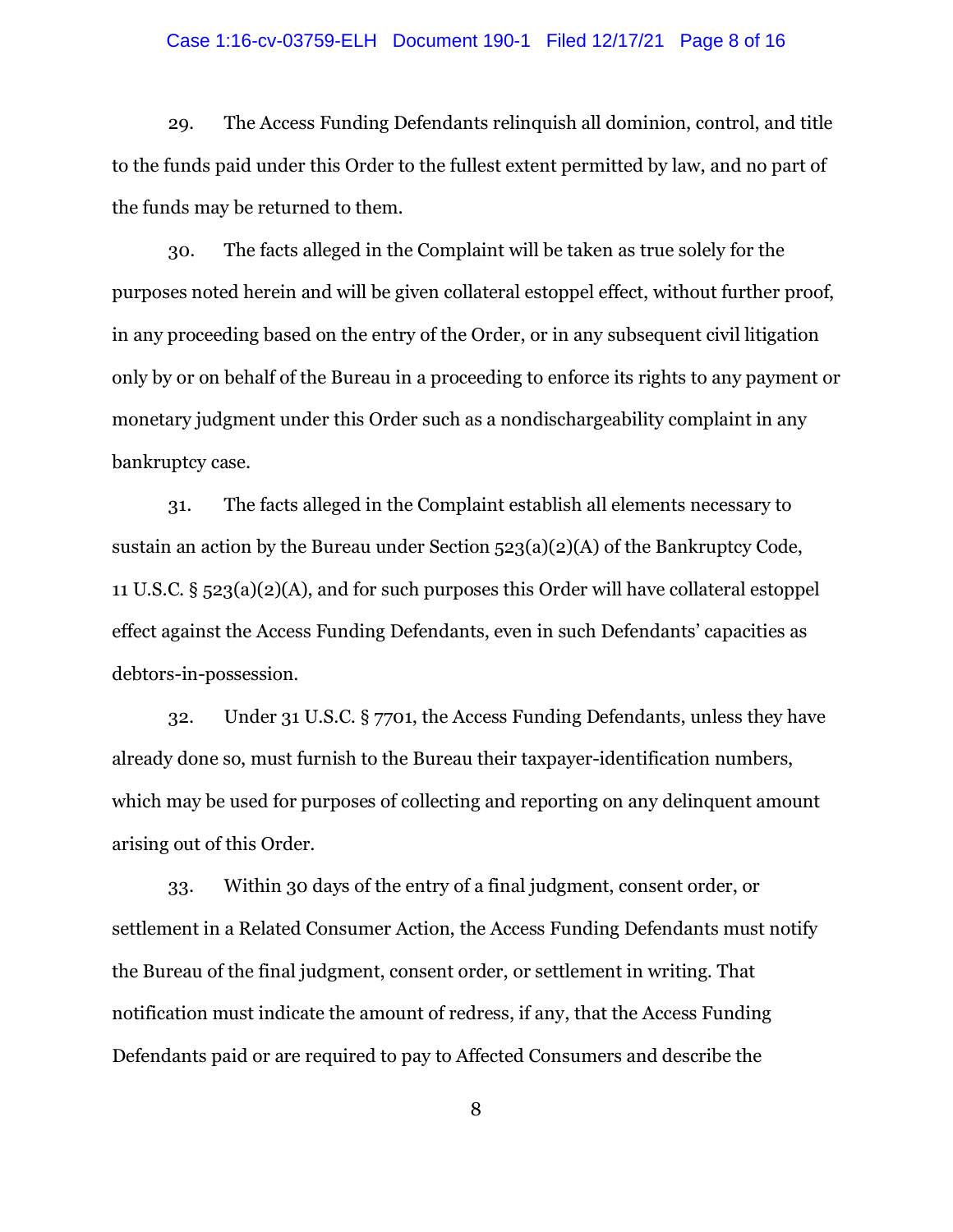29. The Access Funding Defendants relinquish all dominion, control, and title to the funds paid under this Order to the fullest extent permitted by law, and no part of the funds may be returned to them.

30. The facts alleged in the Complaint will be taken as true solely for the purposes noted herein and will be given collateral estoppel effect, without further proof, in any proceeding based on the entry of the Order, or in any subsequent civil litigation only by or on behalf of the Bureau in a proceeding to enforce its rights to any payment or monetary judgment under this Order such as a nondischargeability complaint in any bankruptcy case.

31. The facts alleged in the Complaint establish all elements necessary to sustain an action by the Bureau under Section 523(a)(2)(A) of the Bankruptcy Code, 11 U.S.C. § 523(a)(2)(A), and for such purposes this Order will have collateral estoppel effect against the Access Funding Defendants, even in such Defendants' capacities as debtors-in-possession.

32. Under 31 U.S.C. § 7701, the Access Funding Defendants, unless they have already done so, must furnish to the Bureau their taxpayer-identification numbers, which may be used for purposes of collecting and reporting on any delinquent amount arising out of this Order.

33. Within 30 days of the entry of a final judgment, consent order, or settlement in a Related Consumer Action, the Access Funding Defendants must notify the Bureau of the final judgment, consent order, or settlement in writing. That notification must indicate the amount of redress, if any, that the Access Funding Defendants paid or are required to pay to Affected Consumers and describe the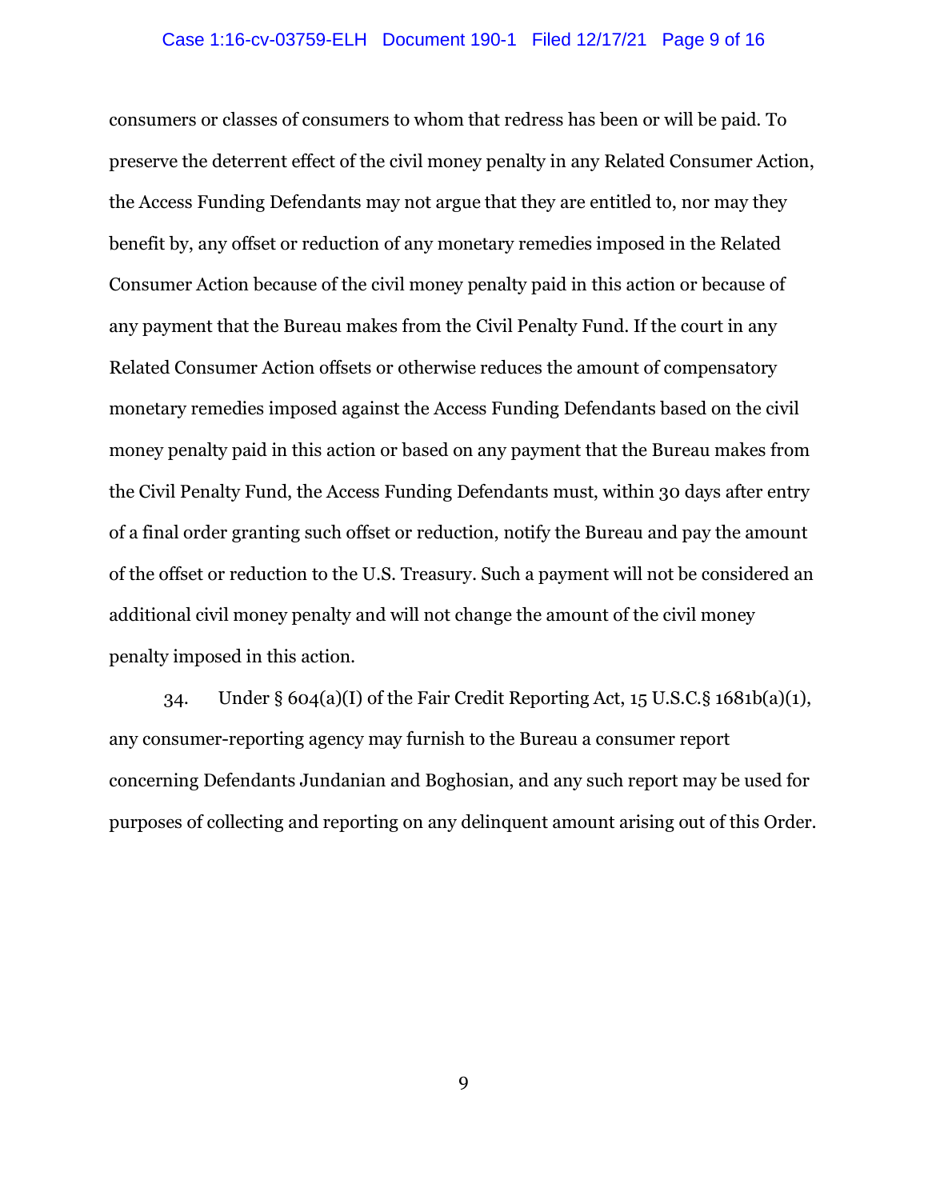consumers or classes of consumers to whom that redress has been or will be paid. To preserve the deterrent effect of the civil money penalty in any Related Consumer Action, the Access Funding Defendants may not argue that they are entitled to, nor may they benefit by, any offset or reduction of any monetary remedies imposed in the Related Consumer Action because of the civil money penalty paid in this action or because of any payment that the Bureau makes from the Civil Penalty Fund. If the court in any Related Consumer Action offsets or otherwise reduces the amount of compensatory monetary remedies imposed against the Access Funding Defendants based on the civil money penalty paid in this action or based on any payment that the Bureau makes from the Civil Penalty Fund, the Access Funding Defendants must, within 30 days after entry of a final order granting such offset or reduction, notify the Bureau and pay the amount of the offset or reduction to the U.S. Treasury. Such a payment will not be considered an additional civil money penalty and will not change the amount of the civil money penalty imposed in this action.

34. Under § 604(a)(I) of the Fair Credit Reporting Act, 15 U.S.C.§ 1681b(a)(1), any consumer-reporting agency may furnish to the Bureau a consumer report concerning Defendants Jundanian and Boghosian, and any such report may be used for purposes of collecting and reporting on any delinquent amount arising out of this Order.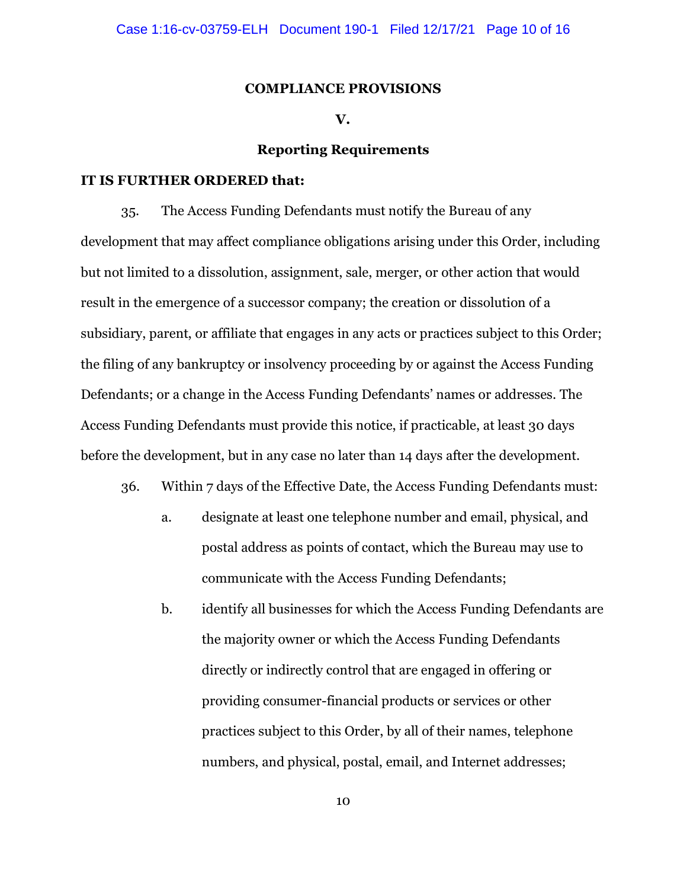## COMPLIANCE PROVISIONS

## V.

### Reporting Requirements

**IT IS FURTHER ORDERED that:**

35. The Access Funding Defendants must notify the Bureau of any development that may affect compliance obligations arising under this Order, including but not limited to a dissolution, assignment, sale, merger, or other action that would result in the emergence of a successor company; the creation or dissolution of a subsidiary, parent, or affiliate that engages in any acts or practices subject to this Order; the filing of any bankruptcy or insolvency proceeding by or against the Access Funding Defendants; or a change in the Access Funding Defendants' names or addresses. The Access Funding Defendants must provide this notice, if practicable, at least 30 days before the development, but in any case no later than 14 days after the development.

36. Within 7 days of the Effective Date, the Access Funding Defendants must:

   a. designate at least one telephone number and email, physical, and postal address as points of contact, which the Bureau may use to communicate with the Access Funding Defendants;

   b. identify all businesses for which the Access Funding Defendants are the majority owner or which the Access Funding Defendants directly or indirectly control that are engaged in offering or providing consumer-financial products or services or other practices subject to this Order, by all of their names, telephone numbers, and physical, postal, email, and Internet addresses;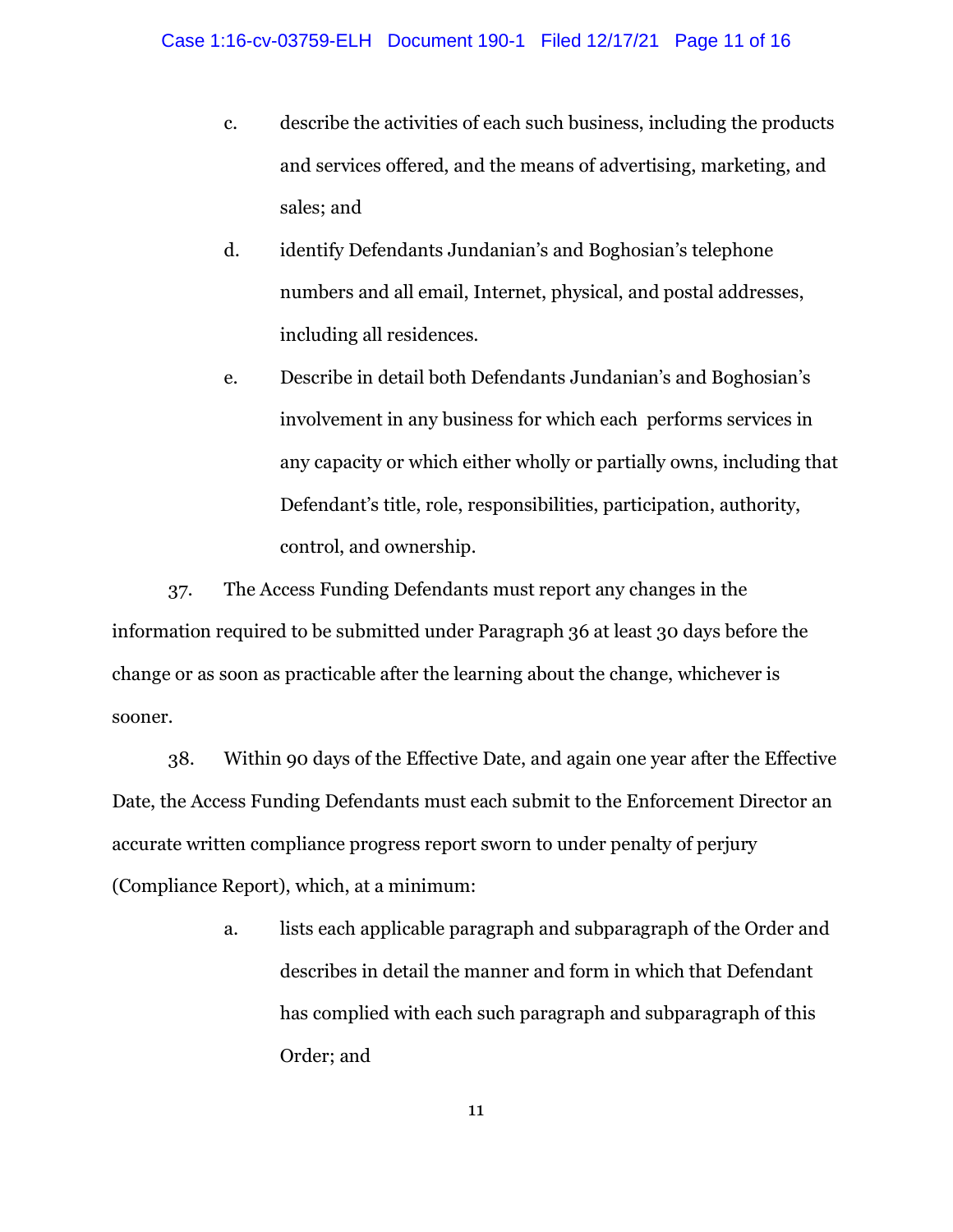c. describe the activities of each such business, including the products and services offered, and the means of advertising, marketing, and sales; and

d. identify Defendants Jundanian's and Boghosian's telephone numbers and all email, Internet, physical, and postal addresses, including all residences.

e. Describe in detail both Defendants Jundanian's and Boghosian's involvement in any business for which each performs services in any capacity or which either wholly or partially owns, including that Defendant's title, role, responsibilities, participation, authority, control, and ownership.

37. The Access Funding Defendants must report any changes in the information required to be submitted under Paragraph 36 at least 30 days before the change or as soon as practicable after the learning about the change, whichever is sooner.

38. Within 90 days of the Effective Date, and again one year after the Effective Date, the Access Funding Defendants must each submit to the Enforcement Director an accurate written compliance progress report sworn to under penalty of perjury (Compliance Report), which, at a minimum:

a. lists each applicable paragraph and subparagraph of the Order and describes in detail the manner and form in which that Defendant has complied with each such paragraph and subparagraph of this Order; and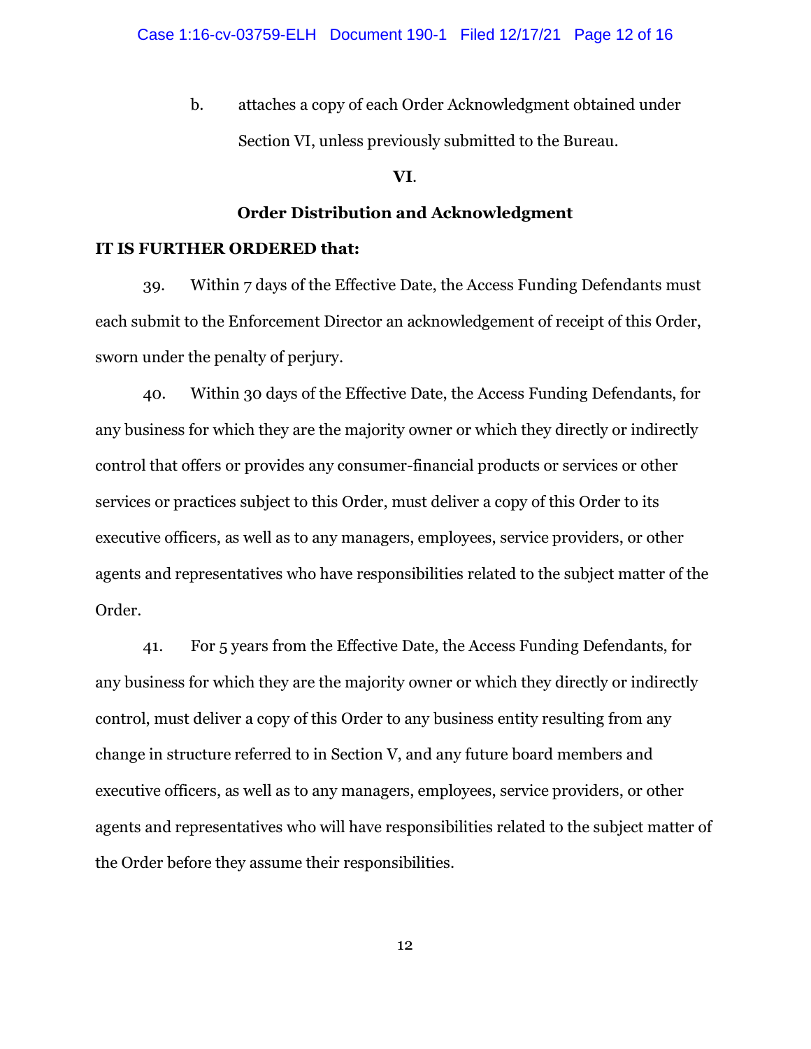b. attaches a copy of each Order Acknowledgment obtained under Section VI, unless previously submitted to the Bureau.

## VI.

## Order Distribution and Acknowledgment

**IT IS FURTHER ORDERED that:**

39. Within 7 days of the Effective Date, the Access Funding Defendants must each submit to the Enforcement Director an acknowledgement of receipt of this Order, sworn under the penalty of perjury.

40. Within 30 days of the Effective Date, the Access Funding Defendants, for any business for which they are the majority owner or which they directly or indirectly control that offers or provides any consumer-financial products or services or other services or practices subject to this Order, must deliver a copy of this Order to its executive officers, as well as to any managers, employees, service providers, or other agents and representatives who have responsibilities related to the subject matter of the Order.

41. For 5 years from the Effective Date, the Access Funding Defendants, for any business for which they are the majority owner or which they directly or indirectly control, must deliver a copy of this Order to any business entity resulting from any change in structure referred to in Section V, and any future board members and executive officers, as well as to any managers, employees, service providers, or other agents and representatives who will have responsibilities related to the subject matter of the Order before they assume their responsibilities.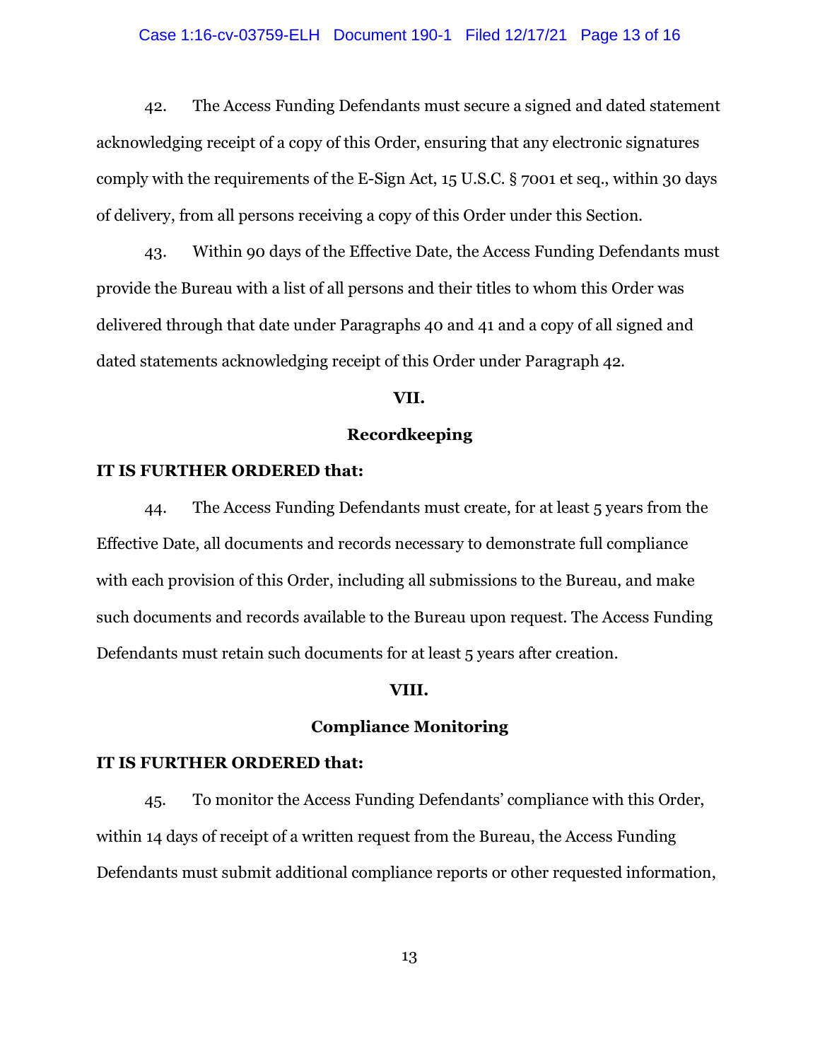42. The Access Funding Defendants must secure a signed and dated statement acknowledging receipt of a copy of this Order, ensuring that any electronic signatures comply with the requirements of the E-Sign Act, 15 U.S.C. § 7001 et seq., within 30 days of delivery, from all persons receiving a copy of this Order under this Section.

43. Within 90 days of the Effective Date, the Access Funding Defendants must provide the Bureau with a list of all persons and their titles to whom this Order was delivered through that date under Paragraphs 40 and 41 and a copy of all signed and dated statements acknowledging receipt of this Order under Paragraph 42.

## VII.

## Recordkeeping

**IT IS FURTHER ORDERED that:**

44. The Access Funding Defendants must create, for at least 5 years from the Effective Date, all documents and records necessary to demonstrate full compliance with each provision of this Order, including all submissions to the Bureau, and make such documents and records available to the Bureau upon request. The Access Funding Defendants must retain such documents for at least 5 years after creation.

## VIII.

## Compliance Monitoring

**IT IS FURTHER ORDERED that:**

45. To monitor the Access Funding Defendants' compliance with this Order, within 14 days of receipt of a written request from the Bureau, the Access Funding Defendants must submit additional compliance reports or other requested information,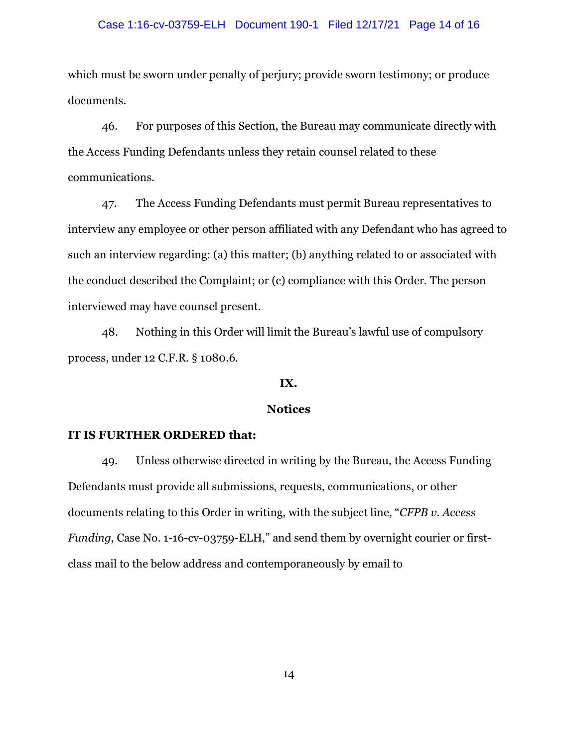which must be sworn under penalty of perjury; provide sworn testimony; or produce documents.

46. For purposes of this Section, the Bureau may communicate directly with the Access Funding Defendants unless they retain counsel related to these communications.

47. The Access Funding Defendants must permit Bureau representatives to interview any employee or other person affiliated with any Defendant who has agreed to such an interview regarding: (a) this matter; (b) anything related to or associated with the conduct described the Complaint; or (c) compliance with this Order. The person interviewed may have counsel present.

48. Nothing in this Order will limit the Bureau's lawful use of compulsory process, under 12 C.F.R. § 1080.6.

## IX.

## Notices

**IT IS FURTHER ORDERED that:**

49. Unless otherwise directed in writing by the Bureau, the Access Funding Defendants must provide all submissions, requests, communications, or other documents relating to this Order in writing, with the subject line, "*CFPB v. Access Funding*, Case No. 1-16-cv-03759-ELH," and send them by overnight courier or first-class mail to the below address and contemporaneously by email to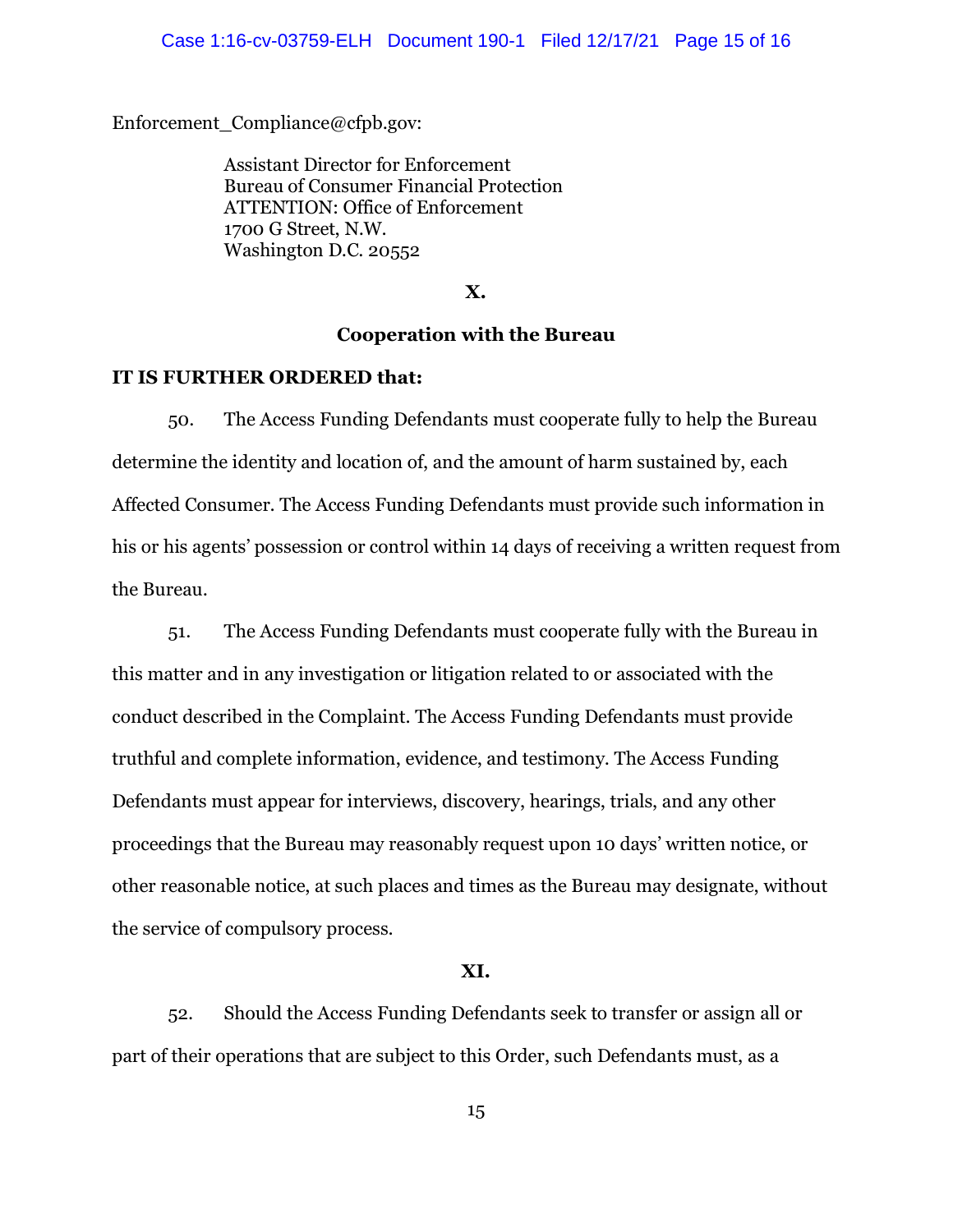Enforcement_Compliance@cfpb.gov:

Assistant Director for Enforcement
Bureau of Consumer Financial Protection
ATTENTION: Office of Enforcement
1700 G Street, N.W.
Washington D.C. 20552

**X.**

**Cooperation with the Bureau**

**IT IS FURTHER ORDERED that:**

50. The Access Funding Defendants must cooperate fully to help the Bureau determine the identity and location of, and the amount of harm sustained by, each Affected Consumer. The Access Funding Defendants must provide such information in his or his agents' possession or control within 14 days of receiving a written request from the Bureau.

51. The Access Funding Defendants must cooperate fully with the Bureau in this matter and in any investigation or litigation related to or associated with the conduct described in the Complaint. The Access Funding Defendants must provide truthful and complete information, evidence, and testimony. The Access Funding Defendants must appear for interviews, discovery, hearings, trials, and any other proceedings that the Bureau may reasonably request upon 10 days' written notice, or other reasonable notice, at such places and times as the Bureau may designate, without the service of compulsory process.

**XI.**

52. Should the Access Funding Defendants seek to transfer or assign all or part of their operations that are subject to this Order, such Defendants must, as a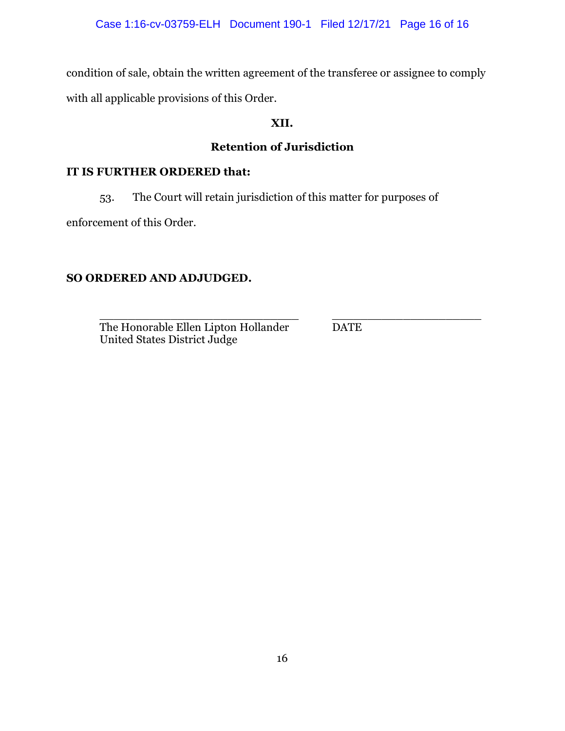condition of sale, obtain the written agreement of the transferee or assignee to comply with all applicable provisions of this Order.

## XII.

## Retention of Jurisdiction

**IT IS FURTHER ORDERED that:**

53. The Court will retain jurisdiction of this matter for purposes of enforcement of this Order.

**SO ORDERED AND ADJUDGED.**

\_\_\_\_\_\_\_\_\_\_\_\_\_\_\_\_\_\_\_\_\_\_\_\_\_\_\_\_\_\_ \_\_\_\_\_\_\_\_\_\_\_\_\_\_\_\_\_\_\_\_\_\_
The Honorable Ellen Lipton Hollander DATE
United States District Judge